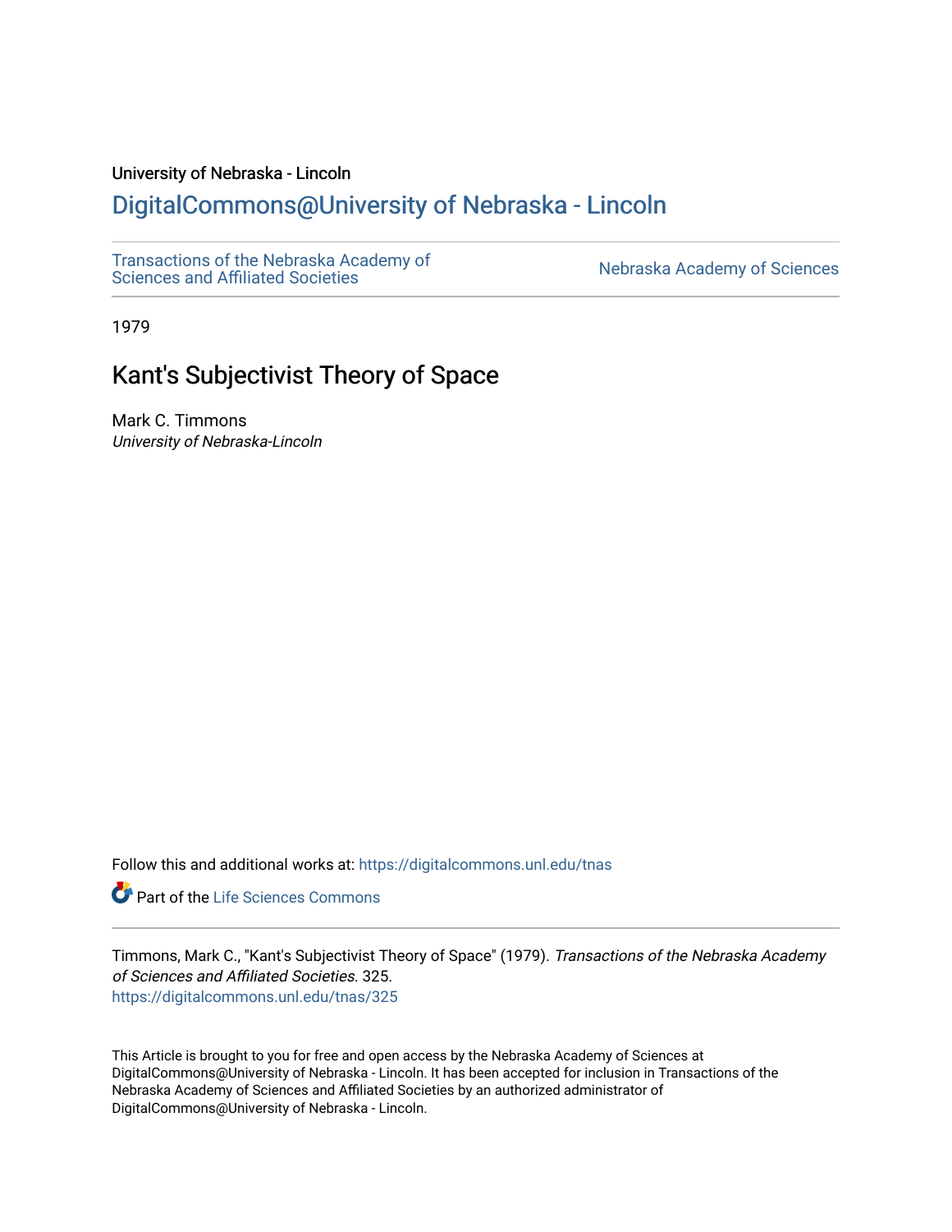University of Nebraska - Lincoln

## DigitalCommons@University of Nebraska - Lincoln

Transactions of the Nebraska Academy of Sciences and Affiliated Societies

Nebraska Academy of Sciences

1979

# Kant's Subjectivist Theory of Space

Mark C. Timmons

*University of Nebraska-Lincoln*

Follow this and additional works at: https://digitalcommons.unl.edu/tnas

Part of the Life Sciences Commons

Timmons, Mark C., "Kant's Subjectivist Theory of Space" (1979). *Transactions of the Nebraska Academy of Sciences and Affiliated Societies*. 325.
https://digitalcommons.unl.edu/tnas/325

This Article is brought to you for free and open access by the Nebraska Academy of Sciences at DigitalCommons@University of Nebraska - Lincoln. It has been accepted for inclusion in Transactions of the Nebraska Academy of Sciences and Affiliated Societies by an authorized administrator of DigitalCommons@University of Nebraska - Lincoln.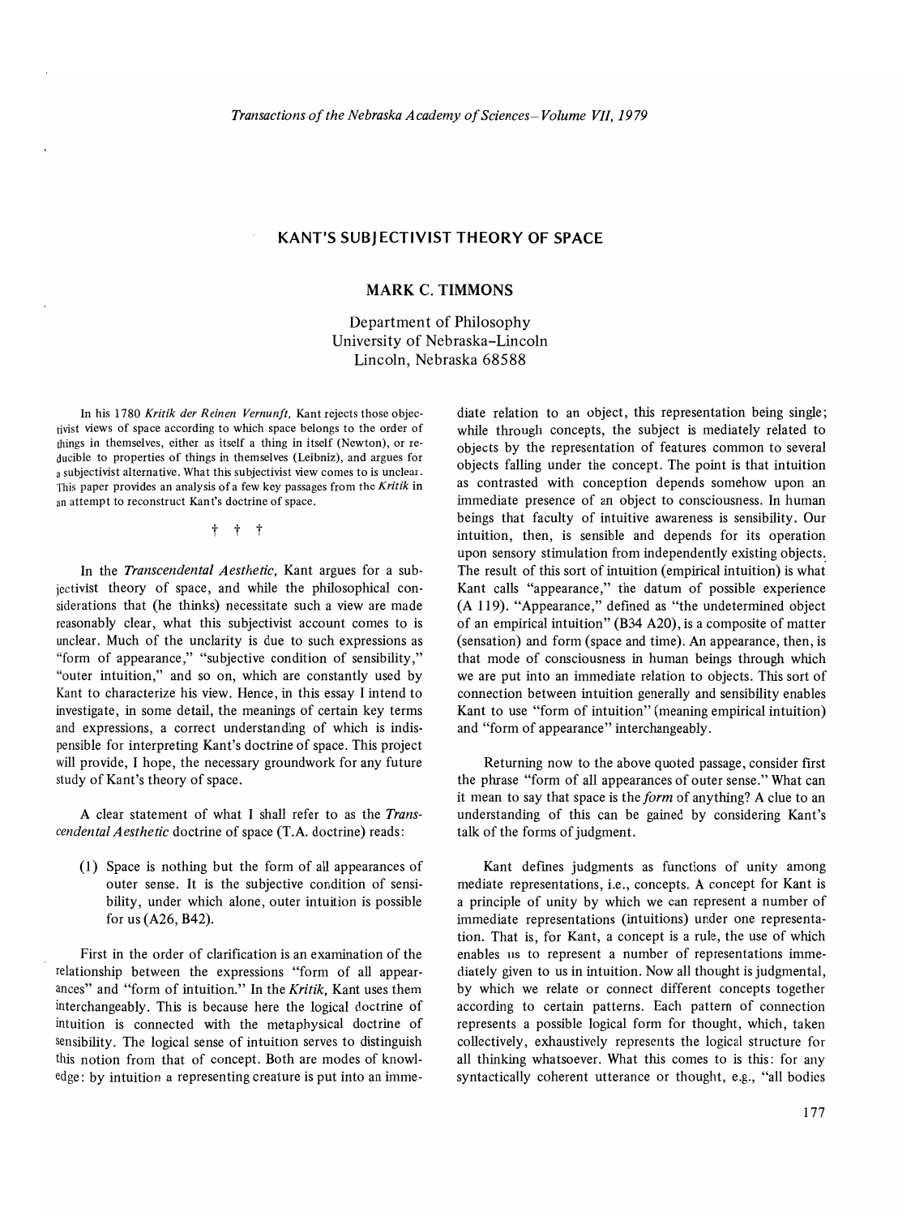# KANT'S SUBJECTIVIST THEORY OF SPACE

## MARK C. TIMMONS

Department of Philosophy
University of Nebraska-Lincoln
Lincoln, Nebraska 68588

In his 1780 *Kritik der Reinen Vernunft,* Kant rejects those objectivist views of space according to which space belongs to the order of things in themselves, either as itself a thing in itself (Newton), or reducible to properties of things in themselves (Leibniz), and argues for a subjectivist alternative. What this subjectivist view comes to is unclear. This paper provides an analysis of a few key passages from the *Kritik* in an attempt to reconstruct Kant's doctrine of space.

† † †

In the *Transcendental Aesthetic,* Kant argues for a subjectivist theory of space, and while the philosophical considerations that (he thinks) necessitate such a view are made reasonably clear, what this subjectivist account comes to is unclear. Much of the unclarity is due to such expressions as "form of appearance," "subjective condition of sensibility," "outer intuition," and so on, which are constantly used by Kant to characterize his view. Hence, in this essay I intend to investigate, in some detail, the meanings of certain key terms and expressions, a correct understanding of which is indispensible for interpreting Kant's doctrine of space. This project will provide, I hope, the necessary groundwork for any future study of Kant's theory of space.

A clear statement of what I shall refer to as the *Transcendental Aesthetic* doctrine of space (T.A. doctrine) reads:

(1) Space is nothing but the form of all appearances of outer sense. It is the subjective condition of sensibility, under which alone, outer intuition is possible for us (A26, B42).

First in the order of clarification is an examination of the relationship between the expressions "form of all appearances" and "form of intuition." In the *Kritik,* Kant uses them interchangeably. This is because here the logical doctrine of intuition is connected with the metaphysical doctrine of sensibility. The logical sense of intuition serves to distinguish this notion from that of concept. Both are modes of knowledge: by intuition a representing creature is put into an immediate relation to an object, this representation being single; while through concepts, the subject is mediately related to objects by the representation of features common to several objects falling under the concept. The point is that intuition as contrasted with conception depends somehow upon an immediate presence of an object to consciousness. In human beings that faculty of intuitive awareness is sensibility. Our intuition, then, is sensible and depends for its operation upon sensory stimulation from independently existing objects. The result of this sort of intuition (empirical intuition) is what Kant calls "appearance," the datum of possible experience (A 119). "Appearance," defined as "the undetermined object of an empirical intuition" (B34 A20), is a composite of matter (sensation) and form (space and time). An appearance, then, is that mode of consciousness in human beings through which we are put into an immediate relation to objects. This sort of connection between intuition generally and sensibility enables Kant to use "form of intuition" (meaning empirical intuition) and "form of appearance" interchangeably.

Returning now to the above quoted passage, consider first the phrase "form of all appearances of outer sense." What can it mean to say that space is the *form* of anything? A clue to an understanding of this can be gained by considering Kant's talk of the forms of judgment.

Kant defines judgments as functions of unity among mediate representations, i.e., concepts. A concept for Kant is a principle of unity by which we can represent a number of immediate representations (intuitions) under one representation. That is, for Kant, a concept is a rule, the use of which enables us to represent a number of representations immediately given to us in intuition. Now all thought is judgmental, by which we relate or connect different concepts together according to certain patterns. Each pattern of connection represents a possible logical form for thought, which, taken collectively, exhaustively represents the logical structure for all thinking whatsoever. What this comes to is this: for any syntactically coherent utterance or thought, e.g., "all bodies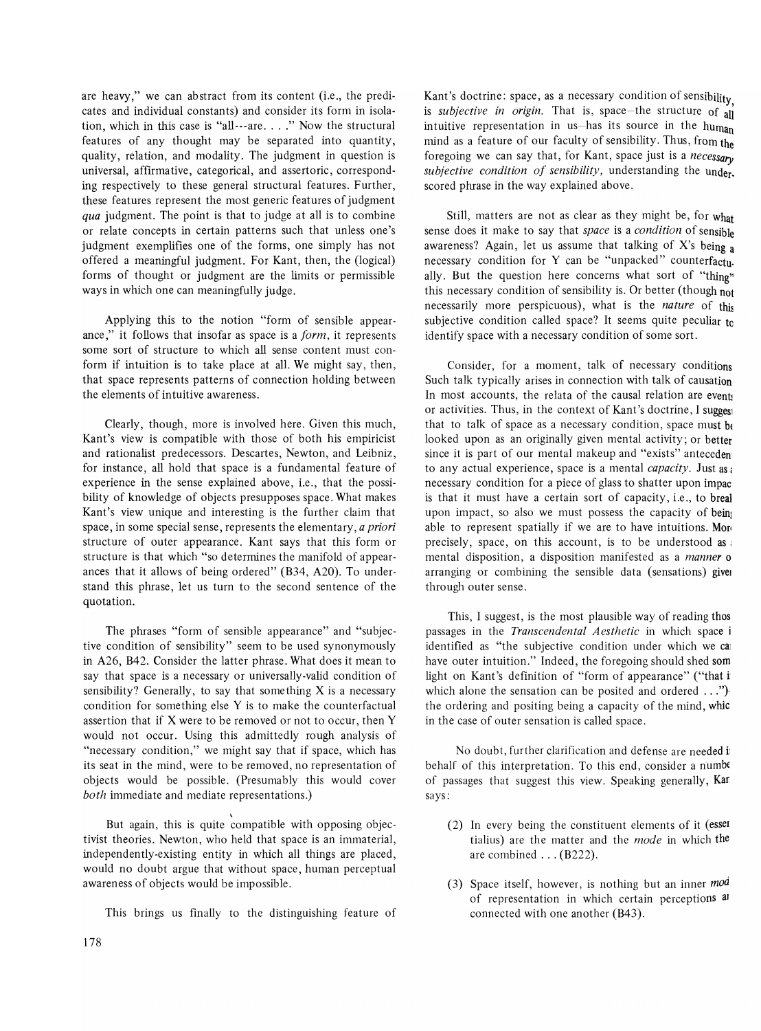are heavy," we can abstract from its content (i.e., the predicates and individual constants) and consider its form in isolation, which in this case is "all---are. . . ." Now the structural features of any thought may be separated into quantity, quality, relation, and modality. The judgment in question is universal, affirmative, categorical, and assertoric, corresponding respectively to these general structural features. Further, these features represent the most generic features of judgment *qua* judgment. The point is that to judge at all is to combine or relate concepts in certain patterns such that unless one's judgment exemplifies one of the forms, one simply has not offered a meaningful judgment. For Kant, then, the (logical) forms of thought or judgment are the limits or permissible ways in which one can meaningfully judge.

Applying this to the notion "form of sensible appearance," it follows that insofar as space is a *form*, it represents some sort of structure to which all sense content must conform if intuition is to take place at all. We might say, then, that space represents patterns of connection holding between the elements of intuitive awareness.

Clearly, though, more is involved here. Given this much, Kant's view is compatible with those of both his empiricist and rationalist predecessors. Descartes, Newton, and Leibniz, for instance, all hold that space is a fundamental feature of experience in the sense explained above, i.e., that the possibility of knowledge of objects presupposes space. What makes Kant's view unique and interesting is the further claim that space, in some special sense, represents the elementary, *a priori* structure of outer appearance. Kant says that this form or structure is that which "so determines the manifold of appearances that it allows of being ordered" (B34, A20). To understand this phrase, let us turn to the second sentence of the quotation.

The phrases "form of sensible appearance" and "subjective condition of sensibility" seem to be used synonymously in A26, B42. Consider the latter phrase. What does it mean to say that space is a necessary or universally-valid condition of sensibility? Generally, to say that something X is a necessary condition for something else Y is to make the counterfactual assertion that if X were to be removed or not to occur, then Y would not occur. Using this admittedly rough analysis of "necessary condition," we might say that if space, which has its seat in the mind, were to be removed, no representation of objects would be possible. (Presumably this would cover *both* immediate and mediate representations.)

But again, this is quite compatible with opposing objectivist theories. Newton, who held that space is an immaterial, independently-existing entity in which all things are placed, would no doubt argue that without space, human perceptual awareness of objects would be impossible.

This brings us finally to the distinguishing feature of Kant's doctrine: space, as a necessary condition of sensibility, is *subjective in origin.* That is, space—the structure of all intuitive representation in us—has its source in the human mind as a feature of our faculty of sensibility. Thus, from the foregoing we can say that, for Kant, space just is a *necessary subjective condition of sensibility,* understanding the underscored phrase in the way explained above.

Still, matters are not as clear as they might be, for what sense does it make to say that *space* is a *condition* of sensible awareness? Again, let us assume that talking of X's being a necessary condition for Y can be "unpacked" counterfactually. But the question here concerns what sort of "thing" this necessary condition of sensibility is. Or better (though not necessarily more perspicuous), what is the *nature* of this subjective condition called space? It seems quite peculiar to identify space with a necessary condition of some sort.

Consider, for a moment, talk of necessary conditions. Such talk typically arises in connection with talk of causation. In most accounts, the relata of the causal relation are events or activities. Thus, in the context of Kant's doctrine, I suggest that to talk of space as a necessary condition, space must be looked upon as an originally given mental activity; or better since it is part of our mental makeup and "exists" antecedent to any actual experience, space is a mental *capacity*. Just as a necessary condition for a piece of glass to shatter upon impact is that it must have a certain sort of capacity, i.e., to break upon impact, so also we must possess the capacity of being able to represent spatially if we are to have intuitions. More precisely, space, on this account, is to be understood as a mental disposition, a disposition manifested as a *manner* of arranging or combining the sensible data (sensations) given through outer sense.

This, I suggest, is the most plausible way of reading those passages in the *Transcendental Aesthetic* in which space is identified as "the subjective condition under which we can have outer intuition." Indeed, the foregoing should shed some light on Kant's definition of "form of appearance" ("that in which alone the sensation can be posited and ordered . . .")—the ordering and positing being a capacity of the mind, which in the case of outer sensation is called space.

No doubt, further clarification and defense are needed in behalf of this interpretation. To this end, consider a number of passages that suggest this view. Speaking generally, Kant says:

(2) In every being the constituent elements of it (essentialius) are the matter and the *mode* in which they are combined . . . (B222).

(3) Space itself, however, is nothing but an inner *mode* of representation in which certain perceptions are connected with one another (B43).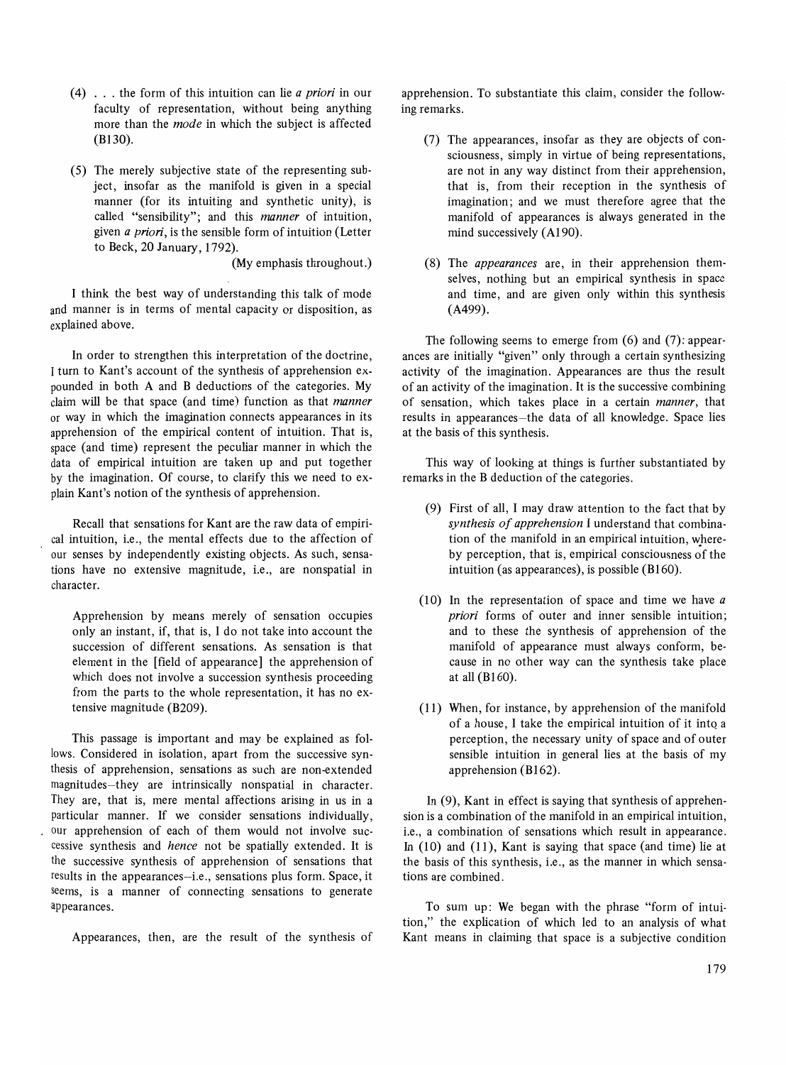(4) . . . the form of this intuition can lie *a priori* in our faculty of representation, without being anything more than the *mode* in which the subject is affected (B130).

(5) The merely subjective state of the representing subject, insofar as the manifold is given in a special manner (for its intuiting and synthetic unity), is called "sensibility"; and this *manner* of intuition, given *a priori*, is the sensible form of intuition (Letter to Beck, 20 January, 1792).

(My emphasis throughout.)

I think the best way of understanding this talk of mode and manner is in terms of mental capacity or disposition, as explained above.

In order to strengthen this interpretation of the doctrine, I turn to Kant's account of the synthesis of apprehension expounded in both A and B deductions of the categories. My claim will be that space (and time) function as that *manner* or way in which the imagination connects appearances in its apprehension of the empirical content of intuition. That is, space (and time) represent the peculiar manner in which the data of empirical intuition are taken up and put together by the imagination. Of course, to clarify this we need to explain Kant's notion of the synthesis of apprehension.

Recall that sensations for Kant are the raw data of empirical intuition, i.e., the mental effects due to the affection of our senses by independently existing objects. As such, sensations have no extensive magnitude, i.e., are nonspatial in character.

> Apprehension by means merely of sensation occupies only an instant, if, that is, I do not take into account the succession of different sensations. As sensation is that element in the [field of appearance] the apprehension of which does not involve a succession synthesis proceeding from the parts to the whole representation, it has no extensive magnitude (B209).

This passage is important and may be explained as follows. Considered in isolation, apart from the successive synthesis of apprehension, sensations as such are non-extended magnitudes—they are intrinsically nonspatial in character. They are, that is, mere mental affections arising in us in a particular manner. If we consider sensations individually, our apprehension of each of them would not involve successive synthesis and *hence* not be spatially extended. It is the successive synthesis of apprehension of sensations that results in the appearances—i.e., sensations plus form. Space, it seems, is a manner of connecting sensations to generate appearances.

Appearances, then, are the result of the synthesis of apprehension. To substantiate this claim, consider the following remarks.

(7) The appearances, insofar as they are objects of consciousness, simply in virtue of being representations, are not in any way distinct from their apprehension, that is, from their reception in the synthesis of imagination; and we must therefore agree that the manifold of appearances is always generated in the mind successively (A190).

(8) The *appearances* are, in their apprehension themselves, nothing but an empirical synthesis in space and time, and are given only within this synthesis (A499).

The following seems to emerge from (6) and (7): appearances are initially "given" only through a certain synthesizing activity of the imagination. Appearances are thus the result of an activity of the imagination. It is the successive combining of sensation, which takes place in a certain *manner*, that results in appearances—the data of all knowledge. Space lies at the basis of this synthesis.

This way of looking at things is further substantiated by remarks in the B deduction of the categories.

(9) First of all, I may draw attention to the fact that by *synthesis of apprehension* I understand that combination of the manifold in an empirical intuition, whereby perception, that is, empirical consciousness of the intuition (as appearances), is possible (B160).

(10) In the representation of space and time we have *a priori* forms of outer and inner sensible intuition; and to these the synthesis of apprehension of the manifold of appearance must always conform, because in no other way can the synthesis take place at all (B160).

(11) When, for instance, by apprehension of the manifold of a house, I take the empirical intuition of it into a perception, the necessary unity of space and of outer sensible intuition in general lies at the basis of my apprehension (B162).

In (9), Kant in effect is saying that synthesis of apprehension is a combination of the manifold in an empirical intuition, i.e., a combination of sensations which result in appearance. In (10) and (11), Kant is saying that space (and time) lie at the basis of this synthesis, i.e., as the manner in which sensations are combined.

To sum up: We began with the phrase "form of intuition," the explication of which led to an analysis of what Kant means in claiming that space is a subjective condition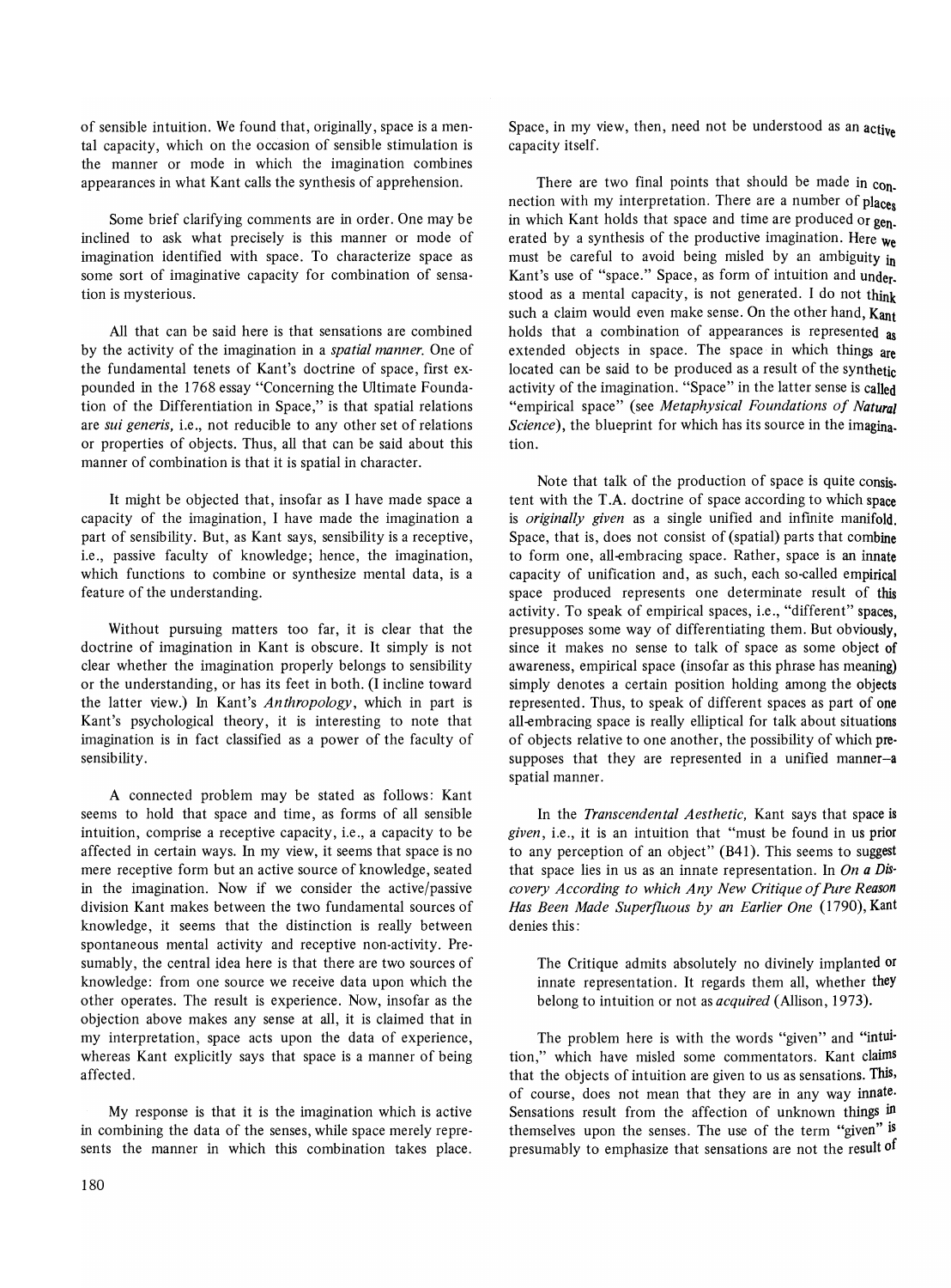of sensible intuition. We found that, originally, space is a mental capacity, which on the occasion of sensible stimulation is the manner or mode in which the imagination combines appearances in what Kant calls the synthesis of apprehension.

Some brief clarifying comments are in order. One may be inclined to ask what precisely is this manner or mode of imagination identified with space. To characterize space as some sort of imaginative capacity for combination of sensation is mysterious.

All that can be said here is that sensations are combined by the activity of the imagination in a *spatial manner.* One of the fundamental tenets of Kant's doctrine of space, first expounded in the 1768 essay "Concerning the Ultimate Foundation of the Differentiation in Space," is that spatial relations are *sui generis,* i.e., not reducible to any other set of relations or properties of objects. Thus, all that can be said about this manner of combination is that it is spatial in character.

It might be objected that, insofar as I have made space a capacity of the imagination, I have made the imagination a part of sensibility. But, as Kant says, sensibility is a receptive, i.e., passive faculty of knowledge; hence, the imagination, which functions to combine or synthesize mental data, is a feature of the understanding.

Without pursuing matters too far, it is clear that the doctrine of imagination in Kant is obscure. It simply is not clear whether the imagination properly belongs to sensibility or the understanding, or has its feet in both. (I incline toward the latter view.) In Kant's *Anthropology*, which in part is Kant's psychological theory, it is interesting to note that imagination is in fact classified as a power of the faculty of sensibility.

A connected problem may be stated as follows: Kant seems to hold that space and time, as forms of all sensible intuition, comprise a receptive capacity, i.e., a capacity to be affected in certain ways. In my view, it seems that space is no mere receptive form but an active source of knowledge, seated in the imagination. Now if we consider the active/passive division Kant makes between the two fundamental sources of knowledge, it seems that the distinction is really between spontaneous mental activity and receptive non-activity. Presumably, the central idea here is that there are two sources of knowledge: from one source we receive data upon which the other operates. The result is experience. Now, insofar as the objection above makes any sense at all, it is claimed that in my interpretation, space acts upon the data of experience, whereas Kant explicitly says that space is a manner of being affected.

My response is that it is the imagination which is active in combining the data of the senses, while space merely represents the manner in which this combination takes place. Space, in my view, then, need not be understood as an active capacity itself.

There are two final points that should be made in connection with my interpretation. There are a number of places in which Kant holds that space and time are produced or generated by a synthesis of the productive imagination. Here we must be careful to avoid being misled by an ambiguity in Kant's use of "space." Space, as form of intuition and understood as a mental capacity, is not generated. I do not think such a claim would even make sense. On the other hand, Kant holds that a combination of appearances is represented as extended objects in space. The space in which things are located can be said to be produced as a result of the synthetic activity of the imagination. "Space" in the latter sense is called "empirical space" (see *Metaphysical Foundations of Natural Science*), the blueprint for which has its source in the imagination.

Note that talk of the production of space is quite consistent with the T.A. doctrine of space according to which space is *originally given* as a single unified and infinite manifold. Space, that is, does not consist of (spatial) parts that combine to form one, all-embracing space. Rather, space is an innate capacity of unification and, as such, each so-called empirical space produced represents one determinate result of this activity. To speak of empirical spaces, i.e., "different" spaces, presupposes some way of differentiating them. But obviously, since it makes no sense to talk of space as some object of awareness, empirical space (insofar as this phrase has meaning) simply denotes a certain position holding among the objects represented. Thus, to speak of different spaces as part of one all-embracing space is really elliptical for talk about situations of objects relative to one another, the possibility of which presupposes that they are represented in a unified manner–a spatial manner.

In the *Transcendental Aesthetic,* Kant says that space is *given*, i.e., it is an intuition that "must be found in us prior to any perception of an object" (B41). This seems to suggest that space lies in us as an innate representation. In *On a Discovery According to which Any New Critique of Pure Reason Has Been Made Superfluous by an Earlier One* (1790), Kant denies this:

> The Critique admits absolutely no divinely implanted or innate representation. It regards them all, whether they belong to intuition or not as *acquired* (Allison, 1973).

The problem here is with the words "given" and "intuition," which have misled some commentators. Kant claims that the objects of intuition are given to us as sensations. This, of course, does not mean that they are in any way innate. Sensations result from the affection of unknown things in themselves upon the senses. The use of the term "given" is presumably to emphasize that sensations are not the result of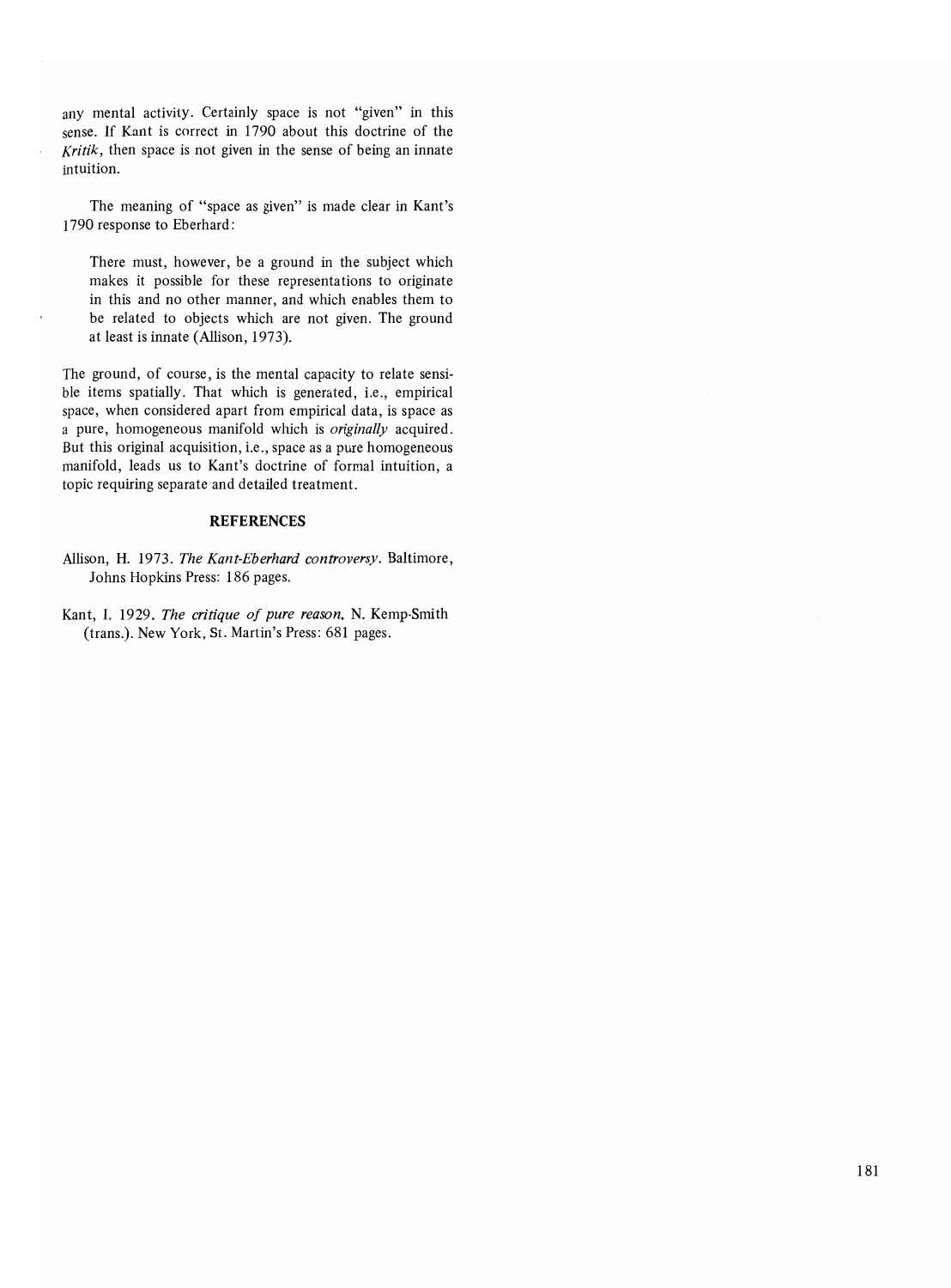any mental activity. Certainly space is not "given" in this sense. If Kant is correct in 1790 about this doctrine of the *Kritik*, then space is not given in the sense of being an innate intuition.

The meaning of "space as given" is made clear in Kant's 1790 response to Eberhard:

> There must, however, be a ground in the subject which makes it possible for these representations to originate in this and no other manner, and which enables them to be related to objects which are not given. The ground at least is innate (Allison, 1973).

The ground, of course, is the mental capacity to relate sensible items spatially. That which is generated, i.e., empirical space, when considered apart from empirical data, is space as a pure, homogeneous manifold which is *originally* acquired. But this original acquisition, i.e., space as a pure homogeneous manifold, leads us to Kant's doctrine of formal intuition, a topic requiring separate and detailed treatment.

## REFERENCES

Allison, H. 1973. *The Kant-Eberhard controversy.* Baltimore, Johns Hopkins Press: 186 pages.

Kant, I. 1929. *The critique of pure reason.* N. Kemp-Smith (trans.). New York, St. Martin's Press: 681 pages.